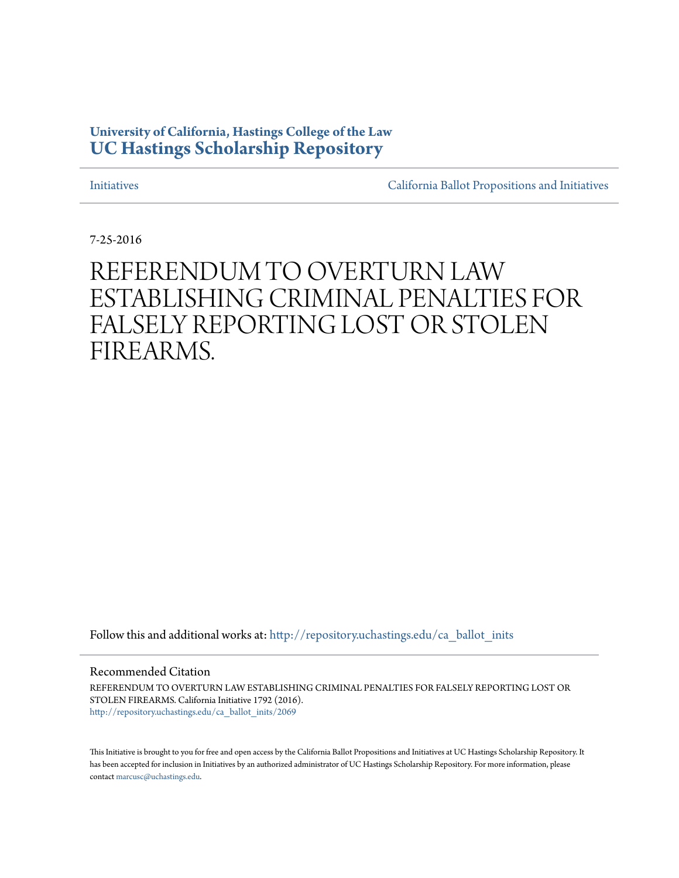**University of California, Hastings College of the Law**
**UC Hastings Scholarship Repository**

Initiatives | California Ballot Propositions and Initiatives

7-25-2016

# REFERENDUM TO OVERTURN LAW ESTABLISHING CRIMINAL PENALTIES FOR FALSELY REPORTING LOST OR STOLEN FIREARMS.

Follow this and additional works at: http://repository.uchastings.edu/ca_ballot_inits

Recommended Citation

REFERENDUM TO OVERTURN LAW ESTABLISHING CRIMINAL PENALTIES FOR FALSELY REPORTING LOST OR STOLEN FIREARMS. California Initiative 1792 (2016).
http://repository.uchastings.edu/ca_ballot_inits/2069

This Initiative is brought to you for free and open access by the California Ballot Propositions and Initiatives at UC Hastings Scholarship Repository. It has been accepted for inclusion in Initiatives by an authorized administrator of UC Hastings Scholarship Repository. For more information, please contact marcusc@uchastings.edu.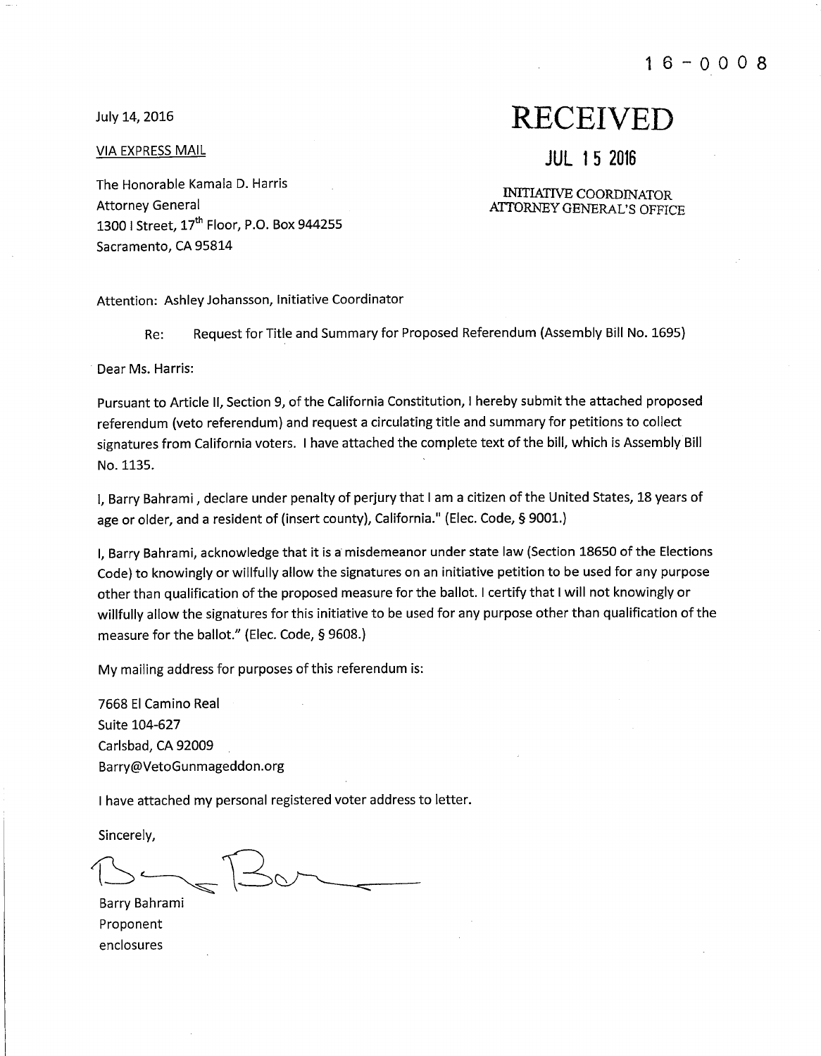16-0008

July 14, 2016

VIA EXPRESS MAIL

The Honorable Kamala D. Harris
Attorney General
1300 I Street, 17th Floor, P.O. Box 944255
Sacramento, CA 95814

**RECEIVED**

**JUL 15 2016**

INITIATIVE COORDINATOR
ATTORNEY GENERAL'S OFFICE

Attention: Ashley Johansson, Initiative Coordinator

Re: Request for Title and Summary for Proposed Referendum (Assembly Bill No. 1695)

Dear Ms. Harris:

Pursuant to Article II, Section 9, of the California Constitution, I hereby submit the attached proposed referendum (veto referendum) and request a circulating title and summary for petitions to collect signatures from California voters. I have attached the complete text of the bill, which is Assembly Bill No. 1135.

I, Barry Bahrami , declare under penalty of perjury that I am a citizen of the United States, 18 years of age or older, and a resident of (insert county), California." (Elec. Code, § 9001.)

I, Barry Bahrami, acknowledge that it is a misdemeanor under state law (Section 18650 of the Elections Code) to knowingly or willfully allow the signatures on an initiative petition to be used for any purpose other than qualification of the proposed measure for the ballot. I certify that I will not knowingly or willfully allow the signatures for this initiative to be used for any purpose other than qualification of the measure for the ballot." (Elec. Code, § 9608.)

My mailing address for purposes of this referendum is:

7668 El Camino Real
Suite 104-627
Carlsbad, CA 92009
Barry@VetoGunmageddon.org

I have attached my personal registered voter address to letter.

Sincerely,

Barry Bahrami
Proponent
enclosures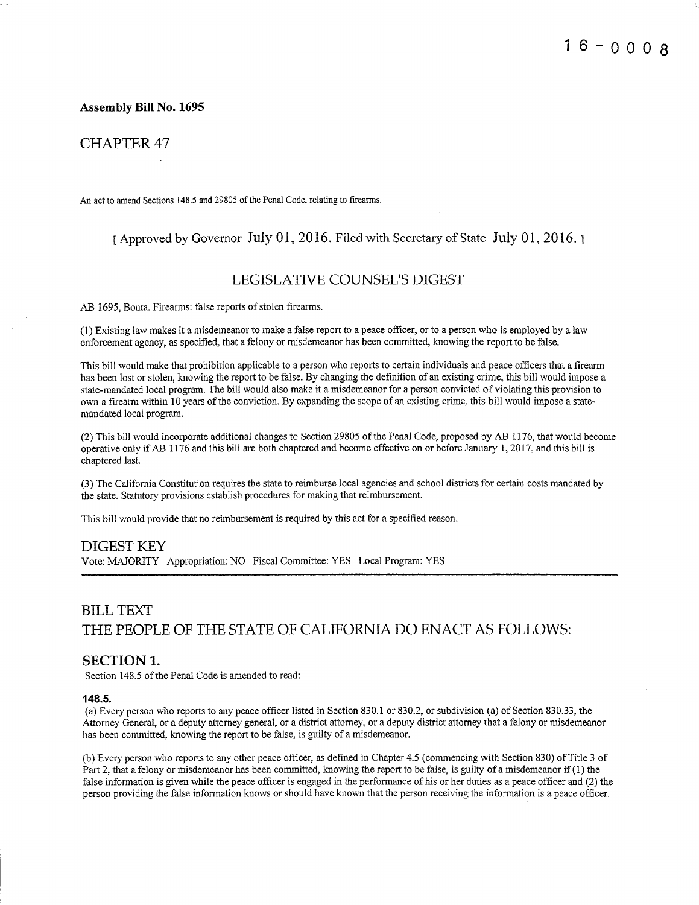16-0008

**Assembly Bill No. 1695**

## CHAPTER 47

An act to amend Sections 148.5 and 29805 of the Penal Code, relating to firearms.

[ Approved by Governor July 01, 2016. Filed with Secretary of State July 01, 2016. ]

## LEGISLATIVE COUNSEL'S DIGEST

AB 1695, Bonta. Firearms: false reports of stolen firearms.

(1) Existing law makes it a misdemeanor to make a false report to a peace officer, or to a person who is employed by a law enforcement agency, as specified, that a felony or misdemeanor has been committed, knowing the report to be false.

This bill would make that prohibition applicable to a person who reports to certain individuals and peace officers that a firearm has been lost or stolen, knowing the report to be false. By changing the definition of an existing crime, this bill would impose a state-mandated local program. The bill would also make it a misdemeanor for a person convicted of violating this provision to own a firearm within 10 years of the conviction. By expanding the scope of an existing crime, this bill would impose a state-mandated local program.

(2) This bill would incorporate additional changes to Section 29805 of the Penal Code, proposed by AB 1176, that would become operative only if AB 1176 and this bill are both chaptered and become effective on or before January 1, 2017, and this bill is chaptered last.

(3) The California Constitution requires the state to reimburse local agencies and school districts for certain costs mandated by the state. Statutory provisions establish procedures for making that reimbursement.

This bill would provide that no reimbursement is required by this act for a specified reason.

## DIGEST KEY

Vote: MAJORITY Appropriation: NO Fiscal Committee: YES Local Program: YES

## BILL TEXT

## THE PEOPLE OF THE STATE OF CALIFORNIA DO ENACT AS FOLLOWS:

### SECTION 1.

Section 148.5 of the Penal Code is amended to read:

#### 148.5.

(a) Every person who reports to any peace officer listed in Section 830.1 or 830.2, or subdivision (a) of Section 830.33, the Attorney General, or a deputy attorney general, or a district attorney, or a deputy district attorney that a felony or misdemeanor has been committed, knowing the report to be false, is guilty of a misdemeanor.

(b) Every person who reports to any other peace officer, as defined in Chapter 4.5 (commencing with Section 830) of Title 3 of Part 2, that a felony or misdemeanor has been committed, knowing the report to be false, is guilty of a misdemeanor if (1) the false information is given while the peace officer is engaged in the performance of his or her duties as a peace officer and (2) the person providing the false information knows or should have known that the person receiving the information is a peace officer.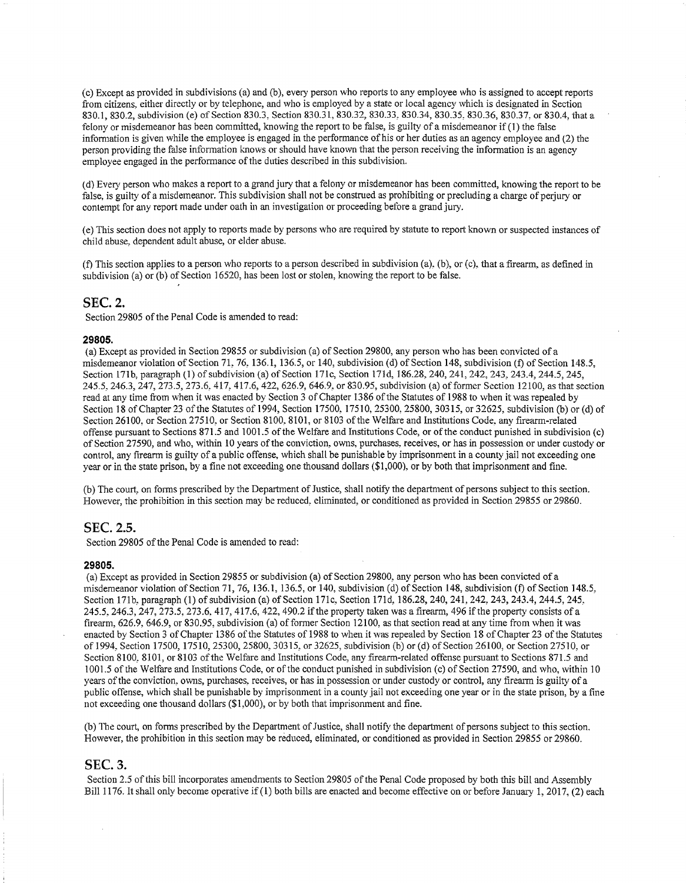(c) Except as provided in subdivisions (a) and (b), every person who reports to any employee who is assigned to accept reports from citizens, either directly or by telephone, and who is employed by a state or local agency which is designated in Section 830.1, 830.2, subdivision (e) of Section 830.3, Section 830.31, 830.32, 830.33, 830.34, 830.35, 830.36, 830.37, or 830.4, that a felony or misdemeanor has been committed, knowing the report to be false, is guilty of a misdemeanor if (1) the false information is given while the employee is engaged in the performance of his or her duties as an agency employee and (2) the person providing the false information knows or should have known that the person receiving the information is an agency employee engaged in the performance of the duties described in this subdivision.

(d) Every person who makes a report to a grand jury that a felony or misdemeanor has been committed, knowing the report to be false, is guilty of a misdemeanor. This subdivision shall not be construed as prohibiting or precluding a charge of perjury or contempt for any report made under oath in an investigation or proceeding before a grand jury.

(e) This section does not apply to reports made by persons who are required by statute to report known or suspected instances of child abuse, dependent adult abuse, or elder abuse.

(f) This section applies to a person who reports to a person described in subdivision (a), (b), or (c), that a firearm, as defined in subdivision (a) or (b) of Section 16520, has been lost or stolen, knowing the report to be false.

## SEC. 2.

Section 29805 of the Penal Code is amended to read:

### 29805.

(a) Except as provided in Section 29855 or subdivision (a) of Section 29800, any person who has been convicted of a misdemeanor violation of Section 71, 76, 136.1, 136.5, or 140, subdivision (d) of Section 148, subdivision (f) of Section 148.5, Section 171b, paragraph (1) of subdivision (a) of Section 171c, Section 171d, 186.28, 240, 241, 242, 243, 243.4, 244.5, 245, 245.5, 246.3, 247, 273.5, 273.6, 417, 417.6, 422, 626.9, 646.9, or 830.95, subdivision (a) of former Section 12100, as that section read at any time from when it was enacted by Section 3 of Chapter 1386 of the Statutes of 1988 to when it was repealed by Section 18 of Chapter 23 of the Statutes of 1994, Section 17500, 17510, 25300, 25800, 30315, or 32625, subdivision (b) or (d) of Section 26100, or Section 27510, or Section 8100, 8101, or 8103 of the Welfare and Institutions Code, any firearm-related offense pursuant to Sections 871.5 and 1001.5 of the Welfare and Institutions Code, or of the conduct punished in subdivision (c) of Section 27590, and who, within 10 years of the conviction, owns, purchases, receives, or has in possession or under custody or control, any firearm is guilty of a public offense, which shall be punishable by imprisonment in a county jail not exceeding one year or in the state prison, by a fine not exceeding one thousand dollars ($1,000), or by both that imprisonment and fine.

(b) The court, on forms prescribed by the Department of Justice, shall notify the department of persons subject to this section. However, the prohibition in this section may be reduced, eliminated, or conditioned as provided in Section 29855 or 29860.

## SEC. 2.5.

Section 29805 of the Penal Code is amended to read:

### 29805.

(a) Except as provided in Section 29855 or subdivision (a) of Section 29800, any person who has been convicted of a misdemeanor violation of Section 71, 76, 136.1, 136.5, or 140, subdivision (d) of Section 148, subdivision (f) of Section 148.5, Section 171b, paragraph (1) of subdivision (a) of Section 171c, Section 171d, 186.28, 240, 241, 242, 243, 243.4, 244.5, 245, 245.5, 246.3, 247, 273.5, 273.6, 417, 417.6, 422, 490.2 if the property taken was a firearm, 496 if the property consists of a firearm, 626.9, 646.9, or 830.95, subdivision (a) of former Section 12100, as that section read at any time from when it was enacted by Section 3 of Chapter 1386 of the Statutes of 1988 to when it was repealed by Section 18 of Chapter 23 of the Statutes of 1994, Section 17500, 17510, 25300, 25800, 30315, or 32625, subdivision (b) or (d) of Section 26100, or Section 27510, or Section 8100, 8101, or 8103 of the Welfare and Institutions Code, any firearm-related offense pursuant to Sections 871.5 and 1001.5 of the Welfare and Institutions Code, or of the conduct punished in subdivision (c) of Section 27590, and who, within 10 years of the conviction, owns, purchases, receives, or has in possession or under custody or control, any firearm is guilty of a public offense, which shall be punishable by imprisonment in a county jail not exceeding one year or in the state prison, by a fine not exceeding one thousand dollars ($1,000), or by both that imprisonment and fine.

(b) The court, on forms prescribed by the Department of Justice, shall notify the department of persons subject to this section. However, the prohibition in this section may be reduced, eliminated, or conditioned as provided in Section 29855 or 29860.

## SEC. 3.

Section 2.5 of this bill incorporates amendments to Section 29805 of the Penal Code proposed by both this bill and Assembly Bill 1176. It shall only become operative if (1) both bills are enacted and become effective on or before January 1, 2017, (2) each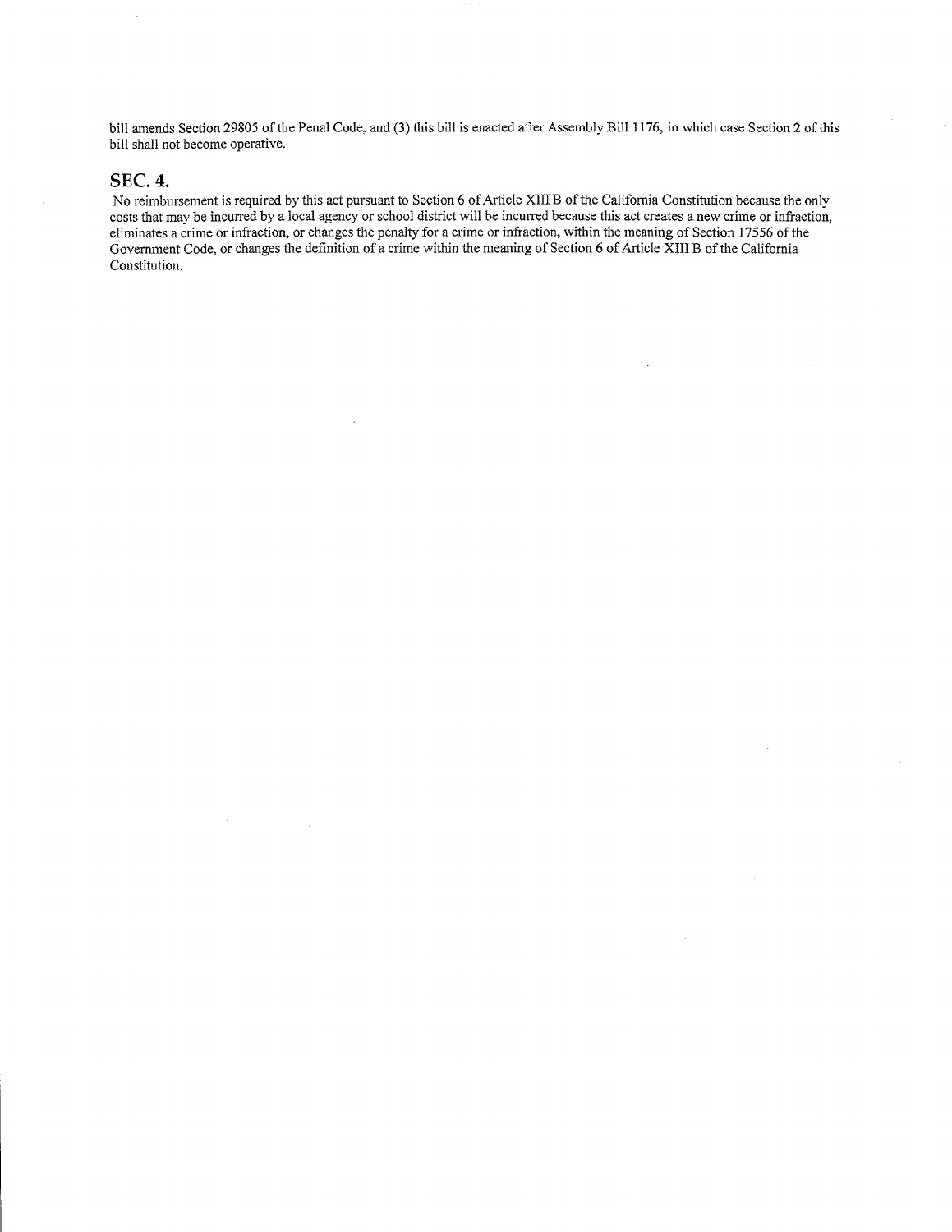bill amends Section 29805 of the Penal Code, and (3) this bill is enacted after Assembly Bill 1176, in which case Section 2 of this bill shall not become operative.

## SEC. 4.

No reimbursement is required by this act pursuant to Section 6 of Article XIII B of the California Constitution because the only costs that may be incurred by a local agency or school district will be incurred because this act creates a new crime or infraction, eliminates a crime or infraction, or changes the penalty for a crime or infraction, within the meaning of Section 17556 of the Government Code, or changes the definition of a crime within the meaning of Section 6 of Article XIII B of the California Constitution.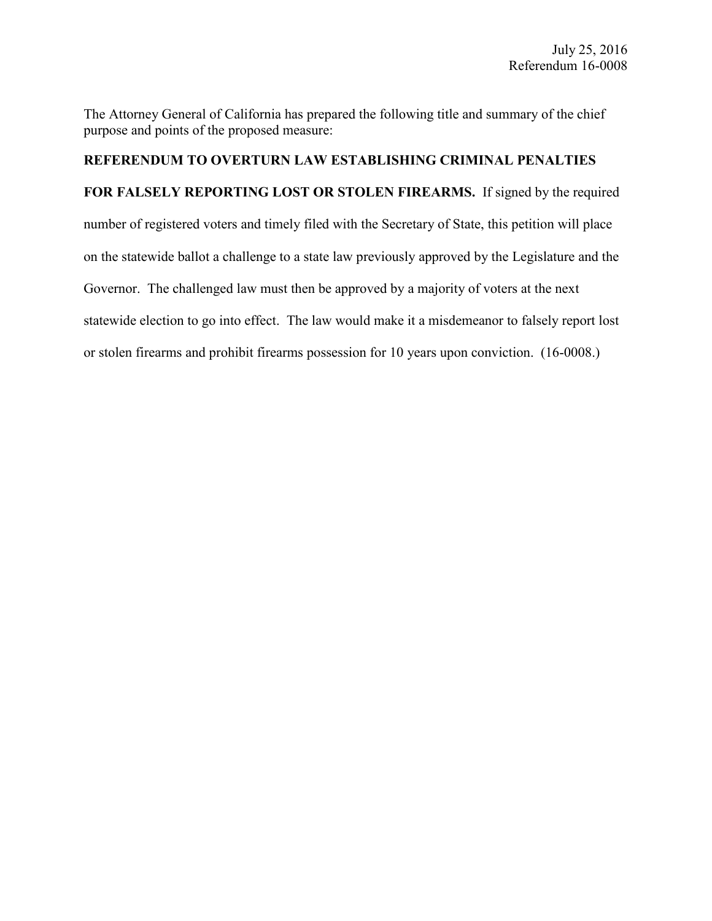July 25, 2016
Referendum 16-0008

The Attorney General of California has prepared the following title and summary of the chief purpose and points of the proposed measure:

**REFERENDUM TO OVERTURN LAW ESTABLISHING CRIMINAL PENALTIES FOR FALSELY REPORTING LOST OR STOLEN FIREARMS.** If signed by the required number of registered voters and timely filed with the Secretary of State, this petition will place on the statewide ballot a challenge to a state law previously approved by the Legislature and the Governor. The challenged law must then be approved by a majority of voters at the next statewide election to go into effect. The law would make it a misdemeanor to falsely report lost or stolen firearms and prohibit firearms possession for 10 years upon conviction. (16-0008.)